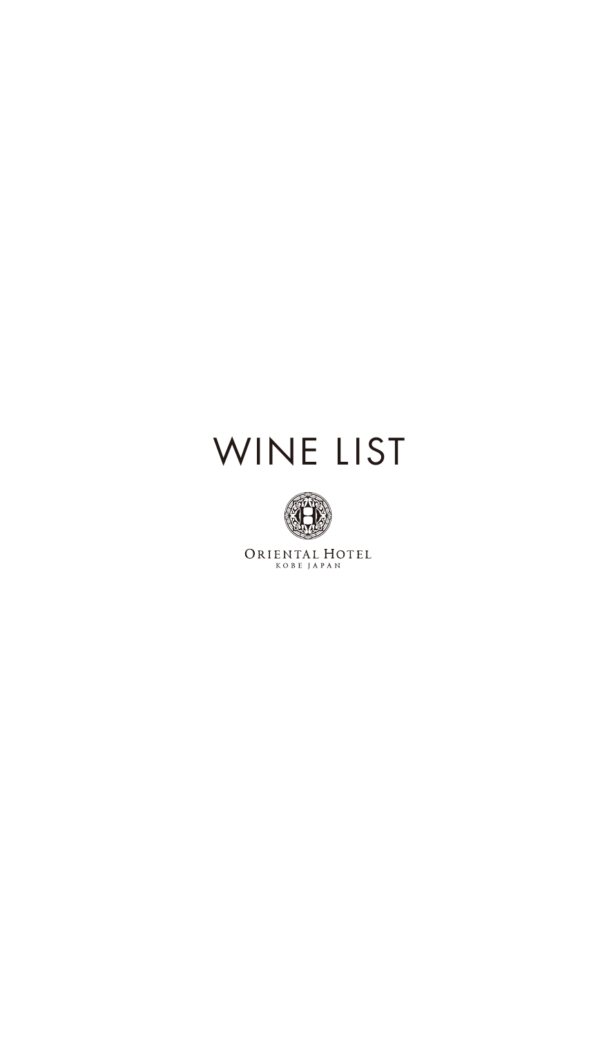# WINE LIST

ORIENTAL HOTEL
KOBE JAPAN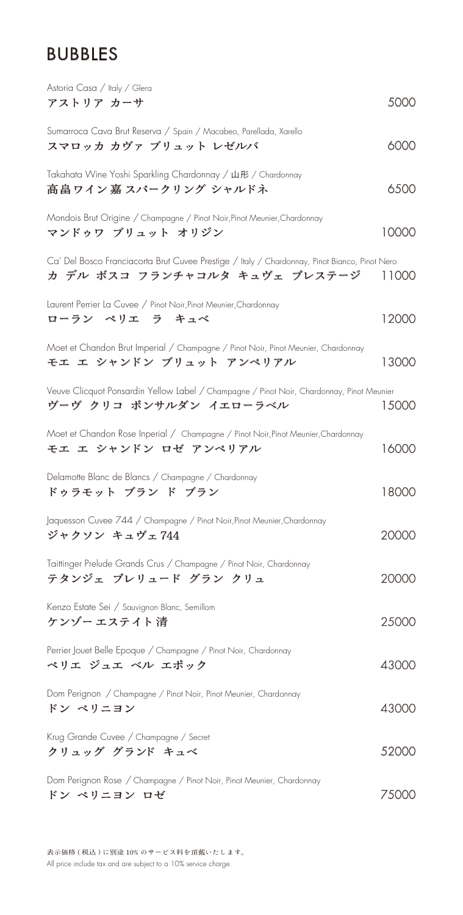# BUBBLES

| Wine | Price |
|---|---|
| Astoria Casa / Italy / Glera<br>アストリア カーサ | 5000 |
| Sumarroca Cava Brut Reserva / Spain / Macabeo, Parellada, Xarello<br>スマロッカ カヴァ ブリュット レゼルバ | 6000 |
| Takahata Wine Yoshi Sparkling Chardonnay / 山形 / Chardonnay<br>高畠ワイン嘉スパークリング シャルドネ | 6500 |
| Mondois Brut Origine / Champagne / Pinot Noir,Pinot Meunier,Chardonnay<br>マンドゥワ ブリュット オリジン | 10000 |
| Ca' Del Bosco Franciacorta Brut Cuvee Prestige / Italy / Chardonnay, Pinot Bianco, Pinot Nero<br>カ デル ボスコ フランチャコルタ キュヴェ プレステージ | 11000 |
| Laurent Perrier La Cuvee / Pinot Noir,Pinot Meunier,Chardonnay<br>ローラン ペリエ ラ キュベ | 12000 |
| Moet et Chandon Brut Imperial / Champagne / Pinot Noir, Pinot Meunier, Chardonnay<br>モエ エ シャンドン ブリュット アンペリアル | 13000 |
| Veuve Clicquot Ponsardin Yellow Label / Champagne / Pinot Noir, Chardonnay, Pinot Meunier<br>ヴーヴ クリコ ポンサルダン イエローラベル | 15000 |
| Moet et Chandon Rose Inperial / Champagne / Pinot Noir,Pinot Meunier,Chardonnay<br>モエ エ シャンドン ロゼ アンペリアル | 16000 |
| Delamotte Blanc de Blancs / Champagne / Chardonnay<br>ドゥラモット ブラン ド ブラン | 18000 |
| Jaquesson Cuvee 744 / Champagne / Pinot Noir,Pinot Meunier,Chardonnay<br>ジャクソン キュヴェ 744 | 20000 |
| Taittinger Prelude Grands Crus / Champagne / Pinot Noir, Chardonnay<br>テタンジェ プレリュード グラン クリュ | 20000 |
| Kenzo Estate Sei / Sauvignon Blanc, Semillom<br>ケンゾー エステイト 清 | 25000 |
| Perrier Jouet Belle Epoque / Champagne / Pinot Noir, Chardonnay<br>ペリエ ジュエ ベル エポック | 43000 |
| Dom Perignon / Champagne / Pinot Noir, Pinot Meunier, Chardonnay<br>ドン ペリニヨン | 43000 |
| Krug Grande Cuvee / Champagne / Secret<br>クリュッグ グランド キュベ | 52000 |
| Dom Perignon Rose / Champagne / Pinot Noir, Pinot Meunier, Chardonnay<br>ドン ペリニヨン ロゼ | 75000 |

表示価格 ( 税込 ) に別途 10% のサービス料を頂戴いたします。
All price include tax and are subject to a 10% service charge.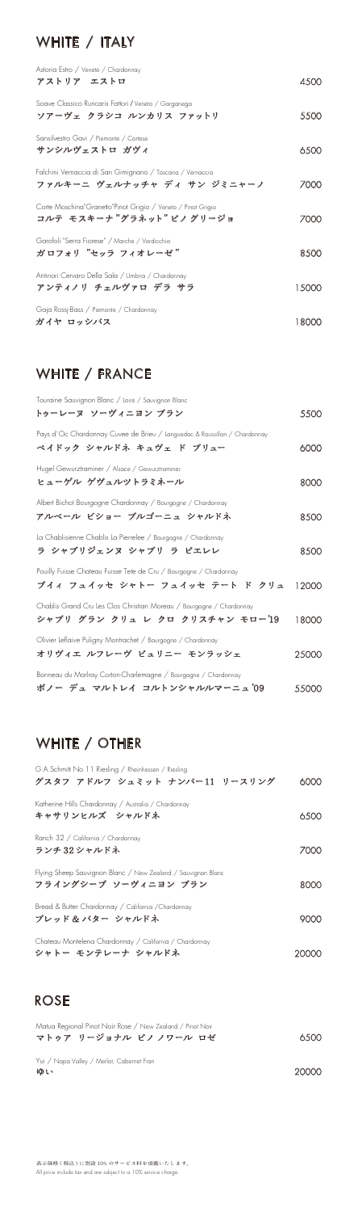## WHITE / ITALY

| | |
|---|---|
| Astoria Estro / Veneto / Chardonnay<br>アストリア エストロ | 4500 |
| Soave Classico Runcaris Fattori / Veneto / Garganega<br>ソアーヴェ クラシコ ルンカリス ファットリ | 5500 |
| Sansilvestro Gavi / Piemonte / Cortese<br>サンシルヴェストロ ガヴィ | 6500 |
| Falchini Vernaccia di San Gimignano / Toscana / Vernaccia<br>ファルキーニ ヴェルナッチャ ディ サン ジミニャーノ | 7000 |
| Corte Moschina"Granetto"Pinot Grigio / Veneto / Pinot Grigio<br>コルテ モスキーナ"グラネット"ピノ グリージョ | 7000 |
| Garofoli "Serra Fiorese" / Marche / Verdicchio<br>ガロフォリ "セッラ フィオレーゼ" | 8500 |
| Antinori Cervaro Della Sala / Umbria / Chardonnay<br>アンティノリ チェルヴァロ デラ サラ | 15000 |
| Gaja Rossj-Bass / Piemonte / Chardonnay<br>ガイヤ ロッシバス | 18000 |

## WHITE / FRANCE

| | |
|---|---|
| Touraine Sauvignon Blanc / Loire / Sauvignon Blanc<br>トゥーレーヌ ソーヴィニヨン ブラン | 5500 |
| Pays d'Oc Chardonnay Cuvee de Brieu / Languedoc & Roussillon / Chardonnay<br>ペイドック シャルドネ キュヴェ ド ブリュー | 6000 |
| Hugel Gewurztraminer / Alsace / Gewurztraminer<br>ヒューゲル ゲヴュルツトラミネール | 8000 |
| Albert Bichot Bourgogne Chardonnay / Bourgogne / Chardonnay<br>アルベール ビショー ブルゴーニュ シャルドネ | 8500 |
| La Chablisienne Chablis La Pierrelee / Bourgogne / Chardonnay<br>ラ シャブリジェンヌ シャブリ ラ ピエレレ | 8500 |
| Pouilly Fuisse Chateau Fuisse Tete de Cru / Bourgogne / Chardonnay<br>プイィ フュイッセ シャトー フュイッセ テート ド クリュ | 12000 |
| Chablis Grand Cru Les Clos Christian Moreau / Bourgogne / Chardonnay<br>シャブリ グラン クリュ レ クロ クリスチャン モロー'19 | 18000 |
| Olivier Leflaive Puligny Montrachet / Bourgogne / Chardonnay<br>オリヴィエ ルフレーヴ ピュリニー モンラッシェ | 25000 |
| Bonneau du Martray Corton-Charlemagne / Bourgogne / Chardonnay<br>ボノー デュ マルトレイ コルトンシャルルマーニュ'09 | 55000 |

## WHITE / OTHER

| | |
|---|---|
| G.A.Schmitt No.11 Riesling / Rheinhessen / Riesling<br>グスタフ アドルフ シュミット ナンバー11 リースリング | 6000 |
| Katherine Hills Chardonnay / Australia / Chardonnay<br>キャサリンヒルズ シャルドネ | 6500 |
| Ranch 32 / California / Chardonnay<br>ランチ32シャルドネ | 7000 |
| Flying Sheep Sauvignon Blanc / New Zealand / Sauvignon Blanc<br>フライングシープ ソーヴィニヨン ブラン | 8000 |
| Bread & Butter Chardonnay / California /Chardonnay<br>ブレッド&バター シャルドネ | 9000 |
| Chateau Montelena Chardonnay / California / Chardonnay<br>シャトー モンテレーナ シャルドネ | 20000 |

## ROSE

| | |
|---|---|
| Matua Regional Pinot Noir Rose / New Zealand / Pinot Noir<br>マトゥア リージョナル ピノノワール ロゼ | 6500 |
| Yui / Napa Valley / Merlot, Cabernet Fran<br>ゆい | 20000 |

表示価格(税込)に別途10%のサービス料を頂戴いたします。
All price include tax and are subject to a 10% service charge.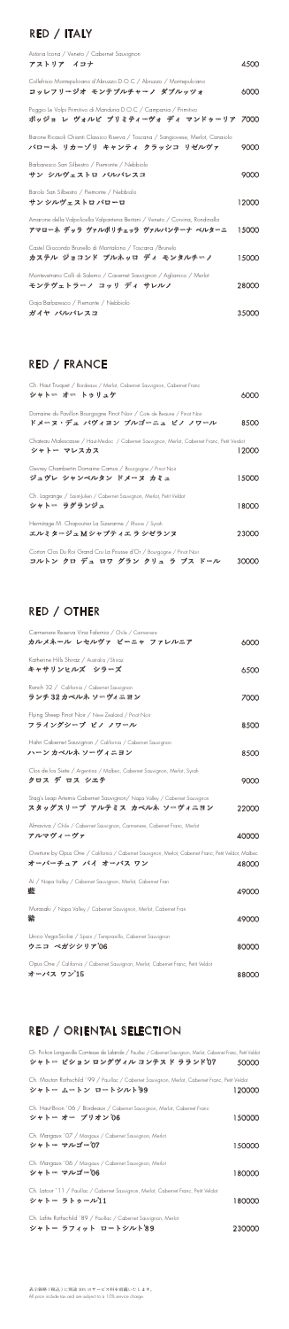## RED / ITALY

Astoria Icona / Veneto / Cabernet Sauvignon
**アストリア イコナ** 4500

Collefrisio Montepulciano d'Abruzzo D.O.C / Abruzzo / Montepulciano
**コッレフリージオ モンテプルチャーノ ダブルッツォ** 6000

Poggio Le Volpi Primitivo di Manduria D.O.C / Campania / Primitivo
**ポッジョ レ ヴォルピ プリミティーヴォ ディ マンドゥーリア** 7000

Barone Ricasoli Chianti Classico Riserva / Toscana / Sangiovese, Merlot, Canaiolo
**バローネ リカーゾリ キャンティ クラッシコ リゼルヴァ** 9000

Barbaresco San Silvestro / Piemonte / Nebbiolo
**サン シルヴェストロ バルバレスコ** 9000

Barolo San Silvestro / Piemonte / Nebbiolo
**サン シルヴェストロ バローロ** 12000

Amarone della Valpolicella Valpantena Bertani / Veneto / Corvina, Rondinella
**アマローネ デッラ ヴァルポリチェッラ ヴァルパンテーナ ベルターニ** 15000

Castel Giocondo Brunello di Montalcino / Toscana /Brunello
**カステル ジョコンド ブルネッロ ディ モンタルチーノ** 15000

Montevetrano Colli di Salerno / Cavernet Sauvignon / Aglianico / Merlot
**モンテヴェトラーノ コッリ ディ サレルノ** 28000

Gaja Barbaresco / Piemonte / Nebbiolo
**ガイヤ バルバレスコ** 35000

## RED / FRANCE

Ch. Haut Truquet / Bordeaux / Merlot, Cabernet Sauvignon, Cabernet Franc
**シャトー オー トゥリュケ** 6000

Domaine du Pavillon Bourgogne Pinot Noir / Cote de Beaune / Pinot Noir
**ドメーヌ・デュ パヴィヨン ブルゴーニュ ピノ ノワール** 8500

Chateau Malescasse / Haut-Medoc / Cabernet Sauvignon, Merlot, Cabernet Franc, Petit Verdot
**シャトー マレスカス** 12000

Gevrey Chambertin Domaine Camus / Bourgogne / Pinot Noir
**ジュヴレ シャンベルタン ドメーヌ カミュ** 15000

Ch. Lagrange / Saint-Julien / Cabernet Sauvignon, Merlot, Petit Veldot
**シャトー ラグランジュ** 18000

Hermitage M. Chapoutier La Sizeranne / Rhone / Syrah
**エルミタージュMシャプティエ ラシゼランヌ** 23000

Corton Clos Du Roi Grand Cru La Pousse d'Or / Bourgogne / Pinot Noir
**コルトン クロ デュ ロワ グラン クリュ ラ プス ドール** 30000

## RED / OTHER

Carmenere Reserva Vina Falernia / Chile / Carmenere
**カルメネール レセルヴァ ビーニャ ファレルニア** 6000

Katherine Hills Shiraz / Australia /Shiraz
**キャサリンヒルズ シラーズ** 6500

Ranch 32 / California / Cabernet Sauvignon
**ランチ32カベルネ ソーヴィニヨン** 7000

Flying Sheep Pinot Noir / New Zealand / Pinot Noir
**フライングシープ ピノ ノワール** 8500

Hahn Cabernet Sauvignon / California / Cabernet Sauvignon
**ハーン カベルネ ソーヴィニヨン** 8500

Clos de los Siete / Argentina / Malbec, Cabernet Sauvignon, Merlot, Syrah
**クロス デ ロス シエテ** 9000

Stag's Leap Artemis Cabernet Sauvignon/ Napa Valley / Cabernet Sauvignon
**スタッグスリープ アルテミス カベルネ ソーヴィニヨン** 22000

Almaviva / Chile / Cabernet Sauvignon, Carmenere, Cabernet Franc, Merlot
**アルマヴィーヴァ** 40000

Overture by Opus One / California / Cabernet Sauvignon, Merlot, Cabernet Franc, Petit Veldot, Malbec
**オーバーチュア バイ オーパス ワン** 48000

Ai / Napa Valley / Cabernet Sauvignon, Merlot, Cabernet Fran
**藍** 49000

Murasaki / Napa Valley / Cabernet Sauvignon, Merlot, Cabernet Fran
**紫** 49000

Unico Vega Sicilia / Spain / Tempranillo, Cabernet Sauvignon
**ウニコ ベガシシリア'06** 80000

Opus One / California / Cabernet Sauvignon, Merlot, Cabernet Franc, Petit Veldot
**オーパス ワン'15** 88000

## RED / ORIENTAL SELECTION

Ch. Pichon Longueville Comtesse de Lalande / Pauillac / Cabernet Sauvignon, Merlot, Cabernet Franc, Petit Veldot
**シャトー ピション ロングヴィル コンテス ド ラランド'07** 50000

Ch. Mouton Rothschild '99 / Pauillac / Cabernet Sauvignon, Merlot, Cabernet Franc, Petit Veldot
**シャトー ムートン ロートシルト'99** 120000

Ch. Haut-Brion '06 / Bordeaux / Cabernet Sauvignon, Merlot, Cabernet Franc
**シャトー オー ブリオン'06** 150000

Ch. Margaux '07 / Margaux / Cabernet Sauvignon, Merlot
**シャトー マルゴー'07** 150000

Ch. Margaux '06 / Margaux / Cabernet Sauvignon, Merlot
**シャトー マルゴー'06** 180000

Ch. Latour '11 / Pauillac / Cabernet Sauvignon, Merlot, Cabernet Franc, Petit Veldot
**シャトー ラトゥール'11** 180000

Ch. Lafite Rothschild '89 / Pauillac / Cabernet Sauvignon, Merlot
**シャトー ラフィット ロートシルト'89** 230000

表示価格（税込）に別途10%のサービス料を頂戴いたします。
All price include tax and are subject to a 10% service charge.